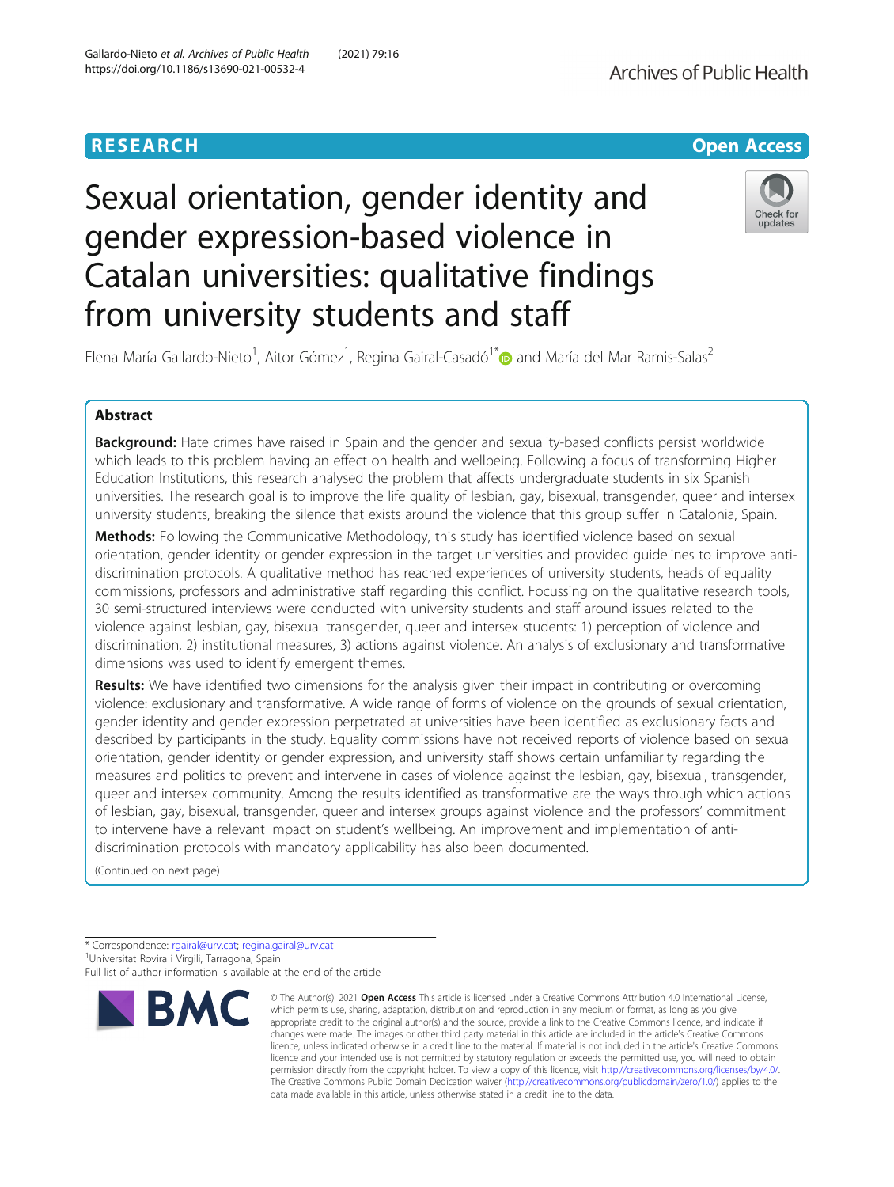RESEARCH

Open Access

# Sexual orientation, gender identity and gender expression-based violence in Catalan universities: qualitative findings from university students and staff

Elena María Gallardo-Nieto[1], Aitor Gómez[1], Regina Gairal-Casadó[1*] and María del Mar Ramis-Salas[2]

## Abstract

**Background:** Hate crimes have raised in Spain and the gender and sexuality-based conflicts persist worldwide which leads to this problem having an effect on health and wellbeing. Following a focus of transforming Higher Education Institutions, this research analysed the problem that affects undergraduate students in six Spanish universities. The research goal is to improve the life quality of lesbian, gay, bisexual, transgender, queer and intersex university students, breaking the silence that exists around the violence that this group suffer in Catalonia, Spain.

**Methods:** Following the Communicative Methodology, this study has identified violence based on sexual orientation, gender identity or gender expression in the target universities and provided guidelines to improve anti-discrimination protocols. A qualitative method has reached experiences of university students, heads of equality commissions, professors and administrative staff regarding this conflict. Focussing on the qualitative research tools, 30 semi-structured interviews were conducted with university students and staff around issues related to the violence against lesbian, gay, bisexual transgender, queer and intersex students: 1) perception of violence and discrimination, 2) institutional measures, 3) actions against violence. An analysis of exclusionary and transformative dimensions was used to identify emergent themes.

**Results:** We have identified two dimensions for the analysis given their impact in contributing or overcoming violence: exclusionary and transformative. A wide range of forms of violence on the grounds of sexual orientation, gender identity and gender expression perpetrated at universities have been identified as exclusionary facts and described by participants in the study. Equality commissions have not received reports of violence based on sexual orientation, gender identity or gender expression, and university staff shows certain unfamiliarity regarding the measures and politics to prevent and intervene in cases of violence against the lesbian, gay, bisexual, transgender, queer and intersex community. Among the results identified as transformative are the ways through which actions of lesbian, gay, bisexual, transgender, queer and intersex groups against violence and the professors' commitment to intervene have a relevant impact on student's wellbeing. An improvement and implementation of anti-discrimination protocols with mandatory applicability has also been documented.

(Continued on next page)

* Correspondence: rgairal@urv.cat; regina.gairal@urv.cat
[1]Universitat Rovira i Virgili, Tarragona, Spain
Full list of author information is available at the end of the article

© The Author(s). 2021 **Open Access** This article is licensed under a Creative Commons Attribution 4.0 International License, which permits use, sharing, adaptation, distribution and reproduction in any medium or format, as long as you give appropriate credit to the original author(s) and the source, provide a link to the Creative Commons licence, and indicate if changes were made. The images or other third party material in this article are included in the article's Creative Commons licence, unless indicated otherwise in a credit line to the material. If material is not included in the article's Creative Commons licence and your intended use is not permitted by statutory regulation or exceeds the permitted use, you will need to obtain permission directly from the copyright holder. To view a copy of this licence, visit http://creativecommons.org/licenses/by/4.0/. The Creative Commons Public Domain Dedication waiver (http://creativecommons.org/publicdomain/zero/1.0/) applies to the data made available in this article, unless otherwise stated in a credit line to the data.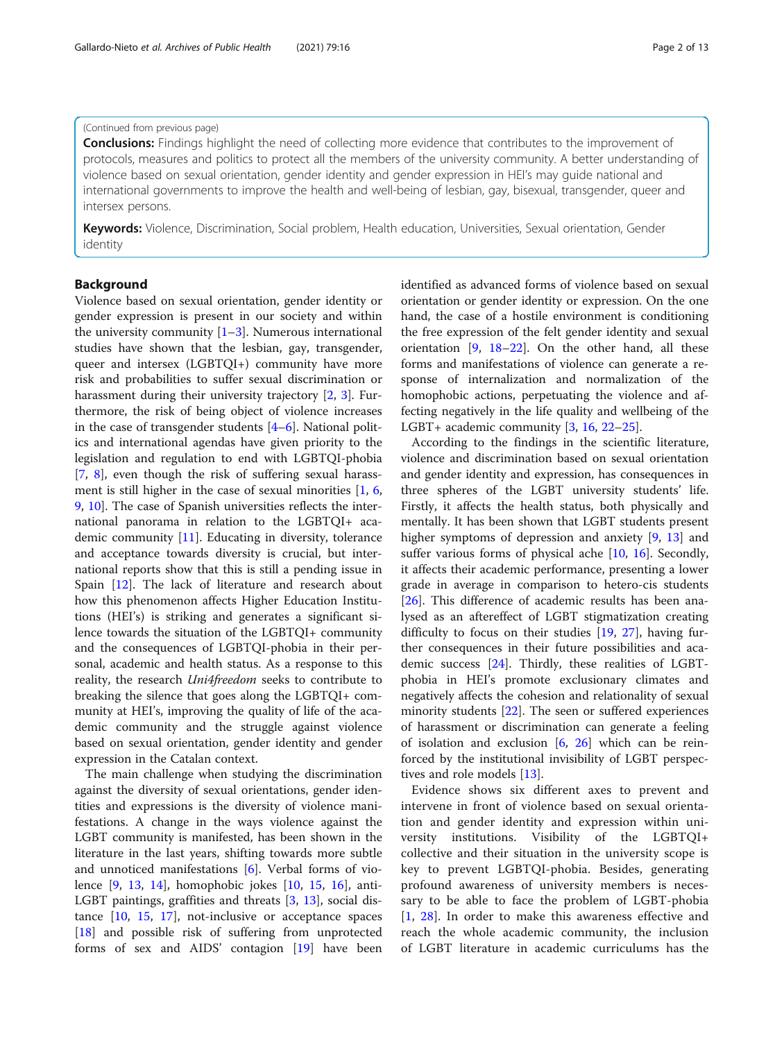(Continued from previous page)

**Conclusions:** Findings highlight the need of collecting more evidence that contributes to the improvement of protocols, measures and politics to protect all the members of the university community. A better understanding of violence based on sexual orientation, gender identity and gender expression in HEI's may guide national and international governments to improve the health and well-being of lesbian, gay, bisexual, transgender, queer and intersex persons.

**Keywords:** Violence, Discrimination, Social problem, Health education, Universities, Sexual orientation, Gender identity

## Background

Violence based on sexual orientation, gender identity or gender expression is present in our society and within the university community [1–3]. Numerous international studies have shown that the lesbian, gay, transgender, queer and intersex (LGBTQI+) community have more risk and probabilities to suffer sexual discrimination or harassment during their university trajectory [2, 3]. Furthermore, the risk of being object of violence increases in the case of transgender students [4–6]. National politics and international agendas have given priority to the legislation and regulation to end with LGBTQI-phobia [7, 8], even though the risk of suffering sexual harassment is still higher in the case of sexual minorities [1, 6, 9, 10]. The case of Spanish universities reflects the international panorama in relation to the LGBTQI+ academic community [11]. Educating in diversity, tolerance and acceptance towards diversity is crucial, but international reports show that this is still a pending issue in Spain [12]. The lack of literature and research about how this phenomenon affects Higher Education Institutions (HEI's) is striking and generates a significant silence towards the situation of the LGBTQI+ community and the consequences of LGBTQI-phobia in their personal, academic and health status. As a response to this reality, the research *Uni4freedom* seeks to contribute to breaking the silence that goes along the LGBTQI+ community at HEI's, improving the quality of life of the academic community and the struggle against violence based on sexual orientation, gender identity and gender expression in the Catalan context.

The main challenge when studying the discrimination against the diversity of sexual orientations, gender identities and expressions is the diversity of violence manifestations. A change in the ways violence against the LGBT community is manifested, has been shown in the literature in the last years, shifting towards more subtle and unnoticed manifestations [6]. Verbal forms of violence [9, 13, 14], homophobic jokes [10, 15, 16], anti-LGBT paintings, graffities and threats [3, 13], social distance [10, 15, 17], not-inclusive or acceptance spaces [18] and possible risk of suffering from unprotected forms of sex and AIDS' contagion [19] have been identified as advanced forms of violence based on sexual orientation or gender identity or expression. On the one hand, the case of a hostile environment is conditioning the free expression of the felt gender identity and sexual orientation [9, 18–22]. On the other hand, all these forms and manifestations of violence can generate a response of internalization and normalization of the homophobic actions, perpetuating the violence and affecting negatively in the life quality and wellbeing of the LGBT+ academic community [3, 16, 22–25].

According to the findings in the scientific literature, violence and discrimination based on sexual orientation and gender identity and expression, has consequences in three spheres of the LGBT university students' life. Firstly, it affects the health status, both physically and mentally. It has been shown that LGBT students present higher symptoms of depression and anxiety [9, 13] and suffer various forms of physical ache [10, 16]. Secondly, it affects their academic performance, presenting a lower grade in average in comparison to hetero-cis students [26]. This difference of academic results has been analysed as an aftereffect of LGBT stigmatization creating difficulty to focus on their studies [19, 27], having further consequences in their future possibilities and academic success [24]. Thirdly, these realities of LGBT-phobia in HEI's promote exclusionary climates and negatively affects the cohesion and relationality of sexual minority students [22]. The seen or suffered experiences of harassment or discrimination can generate a feeling of isolation and exclusion [6, 26] which can be reinforced by the institutional invisibility of LGBT perspectives and role models [13].

Evidence shows six different axes to prevent and intervene in front of violence based on sexual orientation and gender identity and expression within university institutions. Visibility of the LGBTQI+ collective and their situation in the university scope is key to prevent LGBTQI-phobia. Besides, generating profound awareness of university members is necessary to be able to face the problem of LGBT-phobia [1, 28]. In order to make this awareness effective and reach the whole academic community, the inclusion of LGBT literature in academic curriculums has the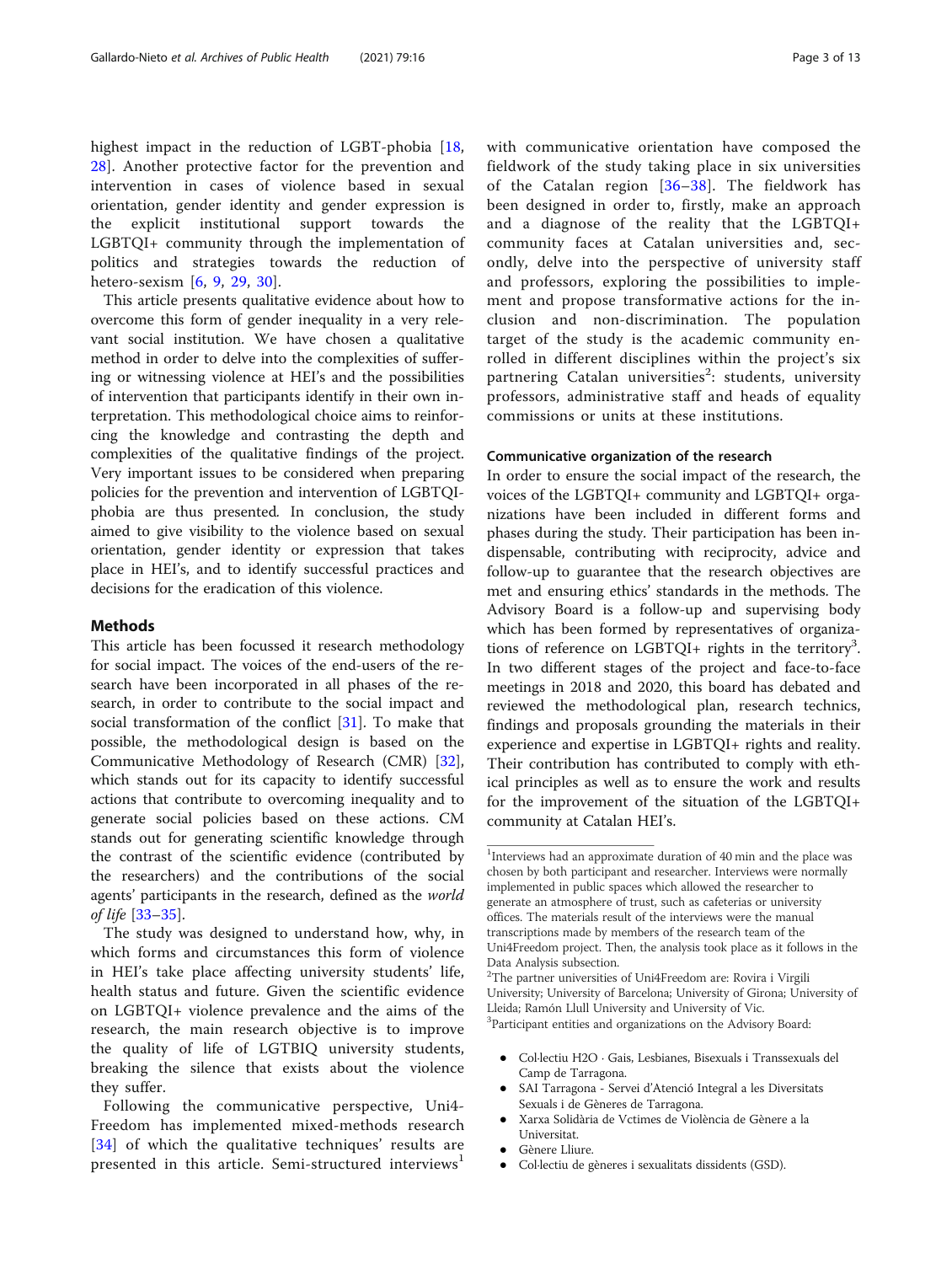highest impact in the reduction of LGBT-phobia [18, 28]. Another protective factor for the prevention and intervention in cases of violence based in sexual orientation, gender identity and gender expression is the explicit institutional support towards the LGBTQI+ community through the implementation of politics and strategies towards the reduction of hetero-sexism [6, 9, 29, 30].

This article presents qualitative evidence about how to overcome this form of gender inequality in a very relevant social institution. We have chosen a qualitative method in order to delve into the complexities of suffering or witnessing violence at HEI's and the possibilities of intervention that participants identify in their own interpretation. This methodological choice aims to reinforcing the knowledge and contrasting the depth and complexities of the qualitative findings of the project. Very important issues to be considered when preparing policies for the prevention and intervention of LGBTQI-phobia are thus presented. In conclusion, the study aimed to give visibility to the violence based on sexual orientation, gender identity or expression that takes place in HEI's, and to identify successful practices and decisions for the eradication of this violence.

## Methods

This article has been focussed it research methodology for social impact. The voices of the end-users of the research have been incorporated in all phases of the research, in order to contribute to the social impact and social transformation of the conflict [31]. To make that possible, the methodological design is based on the Communicative Methodology of Research (CMR) [32], which stands out for its capacity to identify successful actions that contribute to overcoming inequality and to generate social policies based on these actions. CM stands out for generating scientific knowledge through the contrast of the scientific evidence (contributed by the researchers) and the contributions of the social agents' participants in the research, defined as the *world of life* [33–35].

The study was designed to understand how, why, in which forms and circumstances this form of violence in HEI's take place affecting university students' life, health status and future. Given the scientific evidence on LGBTQI+ violence prevalence and the aims of the research, the main research objective is to improve the quality of life of LGTBIQ university students, breaking the silence that exists about the violence they suffer.

Following the communicative perspective, Uni4-Freedom has implemented mixed-methods research [34] of which the qualitative techniques' results are presented in this article. Semi-structured interviews[1] with communicative orientation have composed the fieldwork of the study taking place in six universities of the Catalan region [36–38]. The fieldwork has been designed in order to, firstly, make an approach and a diagnose of the reality that the LGBTQI+ community faces at Catalan universities and, secondly, delve into the perspective of university staff and professors, exploring the possibilities to implement and propose transformative actions for the inclusion and non-discrimination. The population target of the study is the academic community enrolled in different disciplines within the project's six partnering Catalan universities[2]: students, university professors, administrative staff and heads of equality commissions or units at these institutions.

### Communicative organization of the research

In order to ensure the social impact of the research, the voices of the LGBTQI+ community and LGBTQI+ organizations have been included in different forms and phases during the study. Their participation has been indispensable, contributing with reciprocity, advice and follow-up to guarantee that the research objectives are met and ensuring ethics' standards in the methods. The Advisory Board is a follow-up and supervising body which has been formed by representatives of organizations of reference on LGBTQI+ rights in the territory[3]. In two different stages of the project and face-to-face meetings in 2018 and 2020, this board has debated and reviewed the methodological plan, research technics, findings and proposals grounding the materials in their experience and expertise in LGBTQI+ rights and reality. Their contribution has contributed to comply with ethical principles as well as to ensure the work and results for the improvement of the situation of the LGBTQI+ community at Catalan HEI's.

---

[1] Interviews had an approximate duration of 40 min and the place was chosen by both participant and researcher. Interviews were normally implemented in public spaces which allowed the researcher to generate an atmosphere of trust, such as cafeterias or university offices. The materials result of the interviews were the manual transcriptions made by members of the research team of the Uni4Freedom project. Then, the analysis took place as it follows in the Data Analysis subsection.

[2] The partner universities of Uni4Freedom are: Rovira i Virgili University; University of Barcelona; University of Girona; University of Lleida; Ramón Llull University and University of Vic.

[3] Participant entities and organizations on the Advisory Board:

- Col·lectiu H2O · Gais, Lesbianes, Bisexuals i Transsexuals del Camp de Tarragona.
- SAI Tarragona - Servei d'Atenció Integral a les Diversitats Sexuals i de Gèneres de Tarragona.
- Xarxa Solidària de Vctimes de Violència de Gènere a la Universitat.
- Gènere Lliure.
- Col·lectiu de gèneres i sexualitats dissidents (GSD).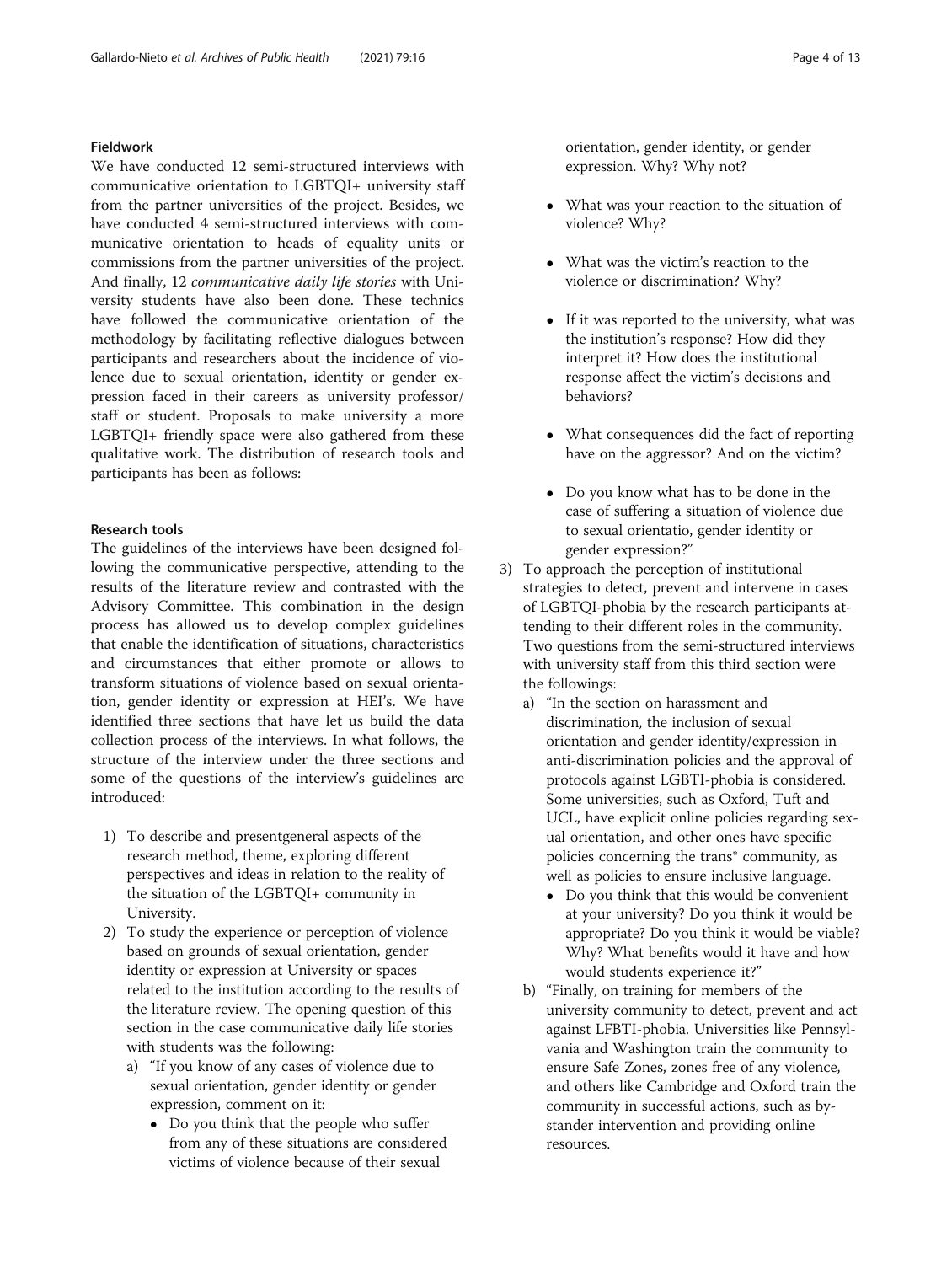### Fieldwork

We have conducted 12 semi-structured interviews with communicative orientation to LGBTQI+ university staff from the partner universities of the project. Besides, we have conducted 4 semi-structured interviews with communicative orientation to heads of equality units or commissions from the partner universities of the project. And finally, 12 *communicative daily life stories* with University students have also been done. These technics have followed the communicative orientation of the methodology by facilitating reflective dialogues between participants and researchers about the incidence of violence due to sexual orientation, identity or gender expression faced in their careers as university professor/staff or student. Proposals to make university a more LGBTQI+ friendly space were also gathered from these qualitative work. The distribution of research tools and participants has been as follows:

### Research tools

The guidelines of the interviews have been designed following the communicative perspective, attending to the results of the literature review and contrasted with the Advisory Committee. This combination in the design process has allowed us to develop complex guidelines that enable the identification of situations, characteristics and circumstances that either promote or allows to transform situations of violence based on sexual orientation, gender identity or expression at HEI's. We have identified three sections that have let us build the data collection process of the interviews. In what follows, the structure of the interview under the three sections and some of the questions of the interview's guidelines are introduced:

1) To describe and presentgeneral aspects of the research method, theme, exploring different perspectives and ideas in relation to the reality of the situation of the LGBTQI+ community in University.
2) To study the experience or perception of violence based on grounds of sexual orientation, gender identity or expression at University or spaces related to the institution according to the results of the literature review. The opening question of this section in the case communicative daily life stories with students was the following:
   a) "If you know of any cases of violence due to sexual orientation, gender identity or gender expression, comment on it:
      - Do you think that the people who suffer from any of these situations are considered victims of violence because of their sexual orientation, gender identity, or gender expression. Why? Why not?
      - What was your reaction to the situation of violence? Why?
      - What was the victim's reaction to the violence or discrimination? Why?
      - If it was reported to the university, what was the institution's response? How did they interpret it? How does the institutional response affect the victim's decisions and behaviors?
      - What consequences did the fact of reporting have on the aggressor? And on the victim?
      - Do you know what has to be done in the case of suffering a situation of violence due to sexual orientatio, gender identity or gender expression?"
3) To approach the perception of institutional strategies to detect, prevent and intervene in cases of LGBTQI-phobia by the research participants attending to their different roles in the community. Two questions from the semi-structured interviews with university staff from this third section were the followings:
   a) "In the section on harassment and discrimination, the inclusion of sexual orientation and gender identity/expression in anti-discrimination policies and the approval of protocols against LGBTI-phobia is considered. Some universities, such as Oxford, Tuft and UCL, have explicit online policies regarding sexual orientation, and other ones have specific policies concerning the trans* community, as well as policies to ensure inclusive language.
      - Do you think that this would be convenient at your university? Do you think it would be appropriate? Do you think it would be viable? Why? What benefits would it have and how would students experience it?"
   b) "Finally, on training for members of the university community to detect, prevent and act against LFBTI-phobia. Universities like Pennsylvania and Washington train the community to ensure Safe Zones, zones free of any violence, and others like Cambridge and Oxford train the community in successful actions, such as bystander intervention and providing online resources.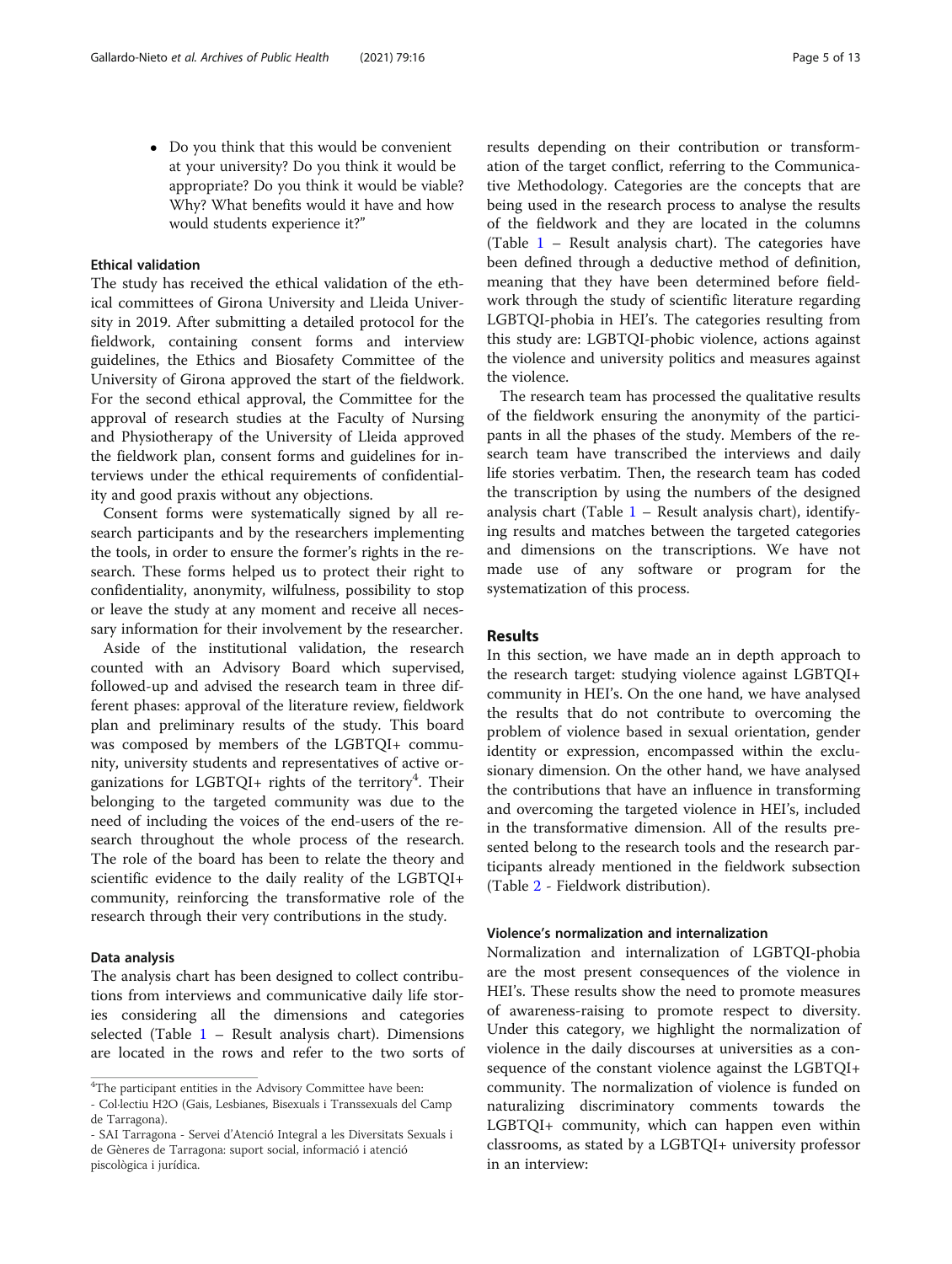- Do you think that this would be convenient at your university? Do you think it would be appropriate? Do you think it would be viable? Why? What benefits would it have and how would students experience it?"

### Ethical validation

The study has received the ethical validation of the ethical committees of Girona University and Lleida University in 2019. After submitting a detailed protocol for the fieldwork, containing consent forms and interview guidelines, the Ethics and Biosafety Committee of the University of Girona approved the start of the fieldwork. For the second ethical approval, the Committee for the approval of research studies at the Faculty of Nursing and Physiotherapy of the University of Lleida approved the fieldwork plan, consent forms and guidelines for interviews under the ethical requirements of confidentiality and good praxis without any objections.

Consent forms were systematically signed by all research participants and by the researchers implementing the tools, in order to ensure the former's rights in the research. These forms helped us to protect their right to confidentiality, anonymity, wilfulness, possibility to stop or leave the study at any moment and receive all necessary information for their involvement by the researcher.

Aside of the institutional validation, the research counted with an Advisory Board which supervised, followed-up and advised the research team in three different phases: approval of the literature review, fieldwork plan and preliminary results of the study. This board was composed by members of the LGBTQI+ community, university students and representatives of active organizations for LGBTQI+ rights of the territory[4]. Their belonging to the targeted community was due to the need of including the voices of the end-users of the research throughout the whole process of the research. The role of the board has been to relate the theory and scientific evidence to the daily reality of the LGBTQI+ community, reinforcing the transformative role of the research through their very contributions in the study.

### Data analysis

The analysis chart has been designed to collect contributions from interviews and communicative daily life stories considering all the dimensions and categories selected (Table 1 – Result analysis chart). Dimensions are located in the rows and refer to the two sorts of results depending on their contribution or transformation of the target conflict, referring to the Communicative Methodology. Categories are the concepts that are being used in the research process to analyse the results of the fieldwork and they are located in the columns (Table 1 – Result analysis chart). The categories have been defined through a deductive method of definition, meaning that they have been determined before fieldwork through the study of scientific literature regarding LGBTQI-phobia in HEI's. The categories resulting from this study are: LGBTQI-phobic violence, actions against the violence and university politics and measures against the violence.

The research team has processed the qualitative results of the fieldwork ensuring the anonymity of the participants in all the phases of the study. Members of the research team have transcribed the interviews and daily life stories verbatim. Then, the research team has coded the transcription by using the numbers of the designed analysis chart (Table 1 – Result analysis chart), identifying results and matches between the targeted categories and dimensions on the transcriptions. We have not made use of any software or program for the systematization of this process.

## Results

In this section, we have made an in depth approach to the research target: studying violence against LGBTQI+ community in HEI's. On the one hand, we have analysed the results that do not contribute to overcoming the problem of violence based in sexual orientation, gender identity or expression, encompassed within the exclusionary dimension. On the other hand, we have analysed the contributions that have an influence in transforming and overcoming the targeted violence in HEI's, included in the transformative dimension. All of the results presented belong to the research tools and the research participants already mentioned in the fieldwork subsection (Table 2 - Fieldwork distribution).

### Violence's normalization and internalization

Normalization and internalization of LGBTQI-phobia are the most present consequences of the violence in HEI's. These results show the need to promote measures of awareness-raising to promote respect to diversity. Under this category, we highlight the normalization of violence in the daily discourses at universities as a consequence of the constant violence against the LGBTQI+ community. The normalization of violence is funded on naturalizing discriminatory comments towards the LGBTQI+ community, which can happen even within classrooms, as stated by a LGBTQI+ university professor in an interview:

---

[4] The participant entities in the Advisory Committee have been:
- Col·lectiu H2O (Gais, Lesbianes, Bisexuals i Transsexuals del Camp de Tarragona).
- SAI Tarragona - Servei d'Atenció Integral a les Diversitats Sexuals i de Gèneres de Tarragona: suport social, informació i atenció piscològica i jurídica.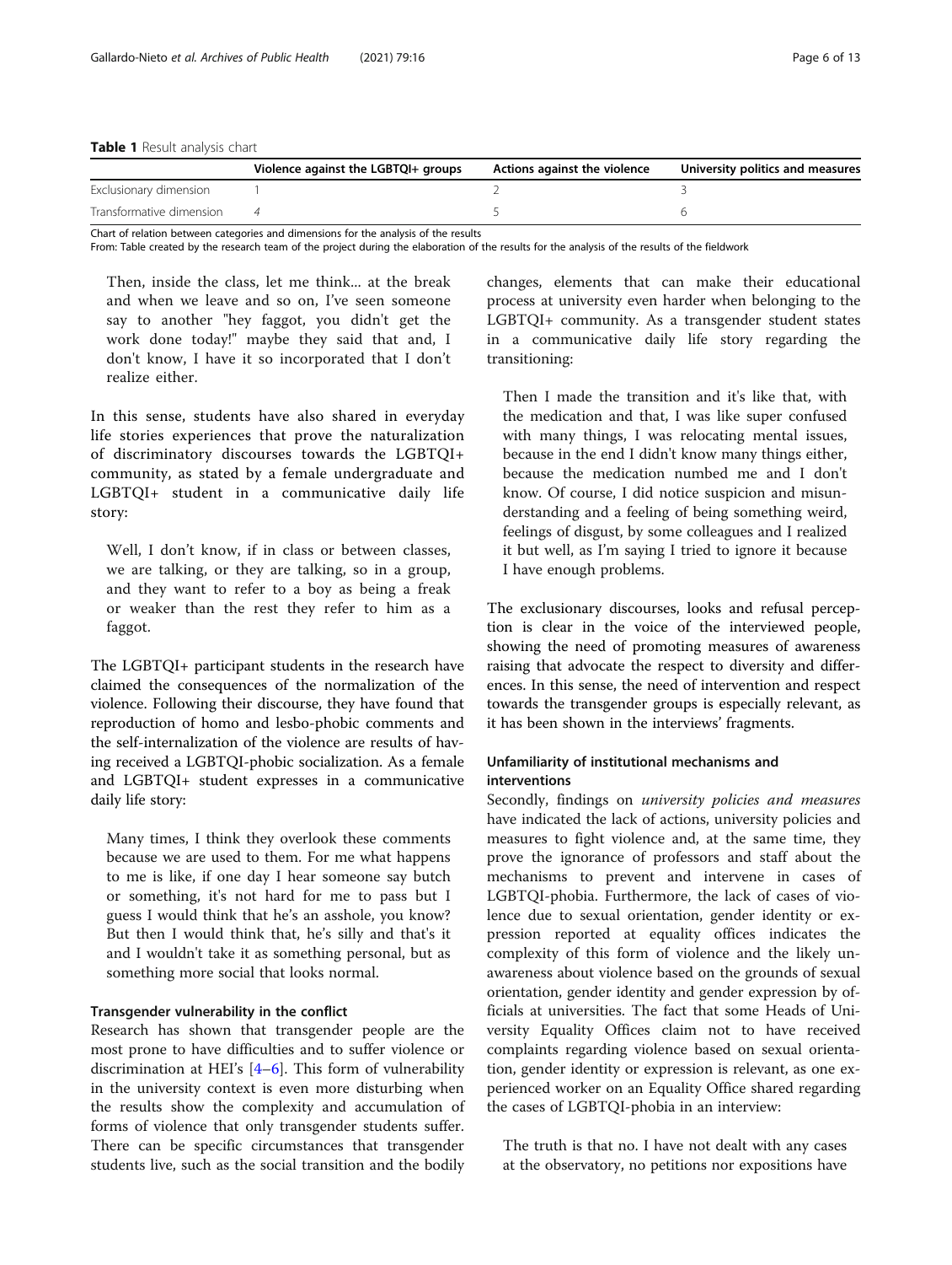**Table 1** Result analysis chart

| | Violence against the LGBTQI+ groups | Actions against the violence | University politics and measures |
|---|---|---|---|
| Exclusionary dimension | 1 | 2 | 3 |
| Transformative dimension | 4 | 5 | 6 |

Chart of relation between categories and dimensions for the analysis of the results
From: Table created by the research team of the project during the elaboration of the results for the analysis of the results of the fieldwork

> Then, inside the class, let me think... at the break and when we leave and so on, I've seen someone say to another "hey faggot, you didn't get the work done today!" maybe they said that and, I don't know, I have it so incorporated that I don't realize either.

In this sense, students have also shared in everyday life stories experiences that prove the naturalization of discriminatory discourses towards the LGBTQI+ community, as stated by a female undergraduate and LGBTQI+ student in a communicative daily life story:

> Well, I don't know, if in class or between classes, we are talking, or they are talking, so in a group, and they want to refer to a boy as being a freak or weaker than the rest they refer to him as a faggot.

The LGBTQI+ participant students in the research have claimed the consequences of the normalization of the violence. Following their discourse, they have found that reproduction of homo and lesbo-phobic comments and the self-internalization of the violence are results of having received a LGBTQI-phobic socialization. As a female and LGBTQI+ student expresses in a communicative daily life story:

> Many times, I think they overlook these comments because we are used to them. For me what happens to me is like, if one day I hear someone say butch or something, it's not hard for me to pass but I guess I would think that he's an asshole, you know? But then I would think that, he's silly and that's it and I wouldn't take it as something personal, but as something more social that looks normal.

#### Transgender vulnerability in the conflict

Research has shown that transgender people are the most prone to have difficulties and to suffer violence or discrimination at HEI's [4–6]. This form of vulnerability in the university context is even more disturbing when the results show the complexity and accumulation of forms of violence that only transgender students suffer. There can be specific circumstances that transgender students live, such as the social transition and the bodily changes, elements that can make their educational process at university even harder when belonging to the LGBTQI+ community. As a transgender student states in a communicative daily life story regarding the transitioning:

> Then I made the transition and it's like that, with the medication and that, I was like super confused with many things, I was relocating mental issues, because in the end I didn't know many things either, because the medication numbed me and I don't know. Of course, I did notice suspicion and misunderstanding and a feeling of being something weird, feelings of disgust, by some colleagues and I realized it but well, as I'm saying I tried to ignore it because I have enough problems.

The exclusionary discourses, looks and refusal perception is clear in the voice of the interviewed people, showing the need of promoting measures of awareness raising that advocate the respect to diversity and differences. In this sense, the need of intervention and respect towards the transgender groups is especially relevant, as it has been shown in the interviews' fragments.

#### Unfamiliarity of institutional mechanisms and interventions

Secondly, findings on *university policies and measures* have indicated the lack of actions, university policies and measures to fight violence and, at the same time, they prove the ignorance of professors and staff about the mechanisms to prevent and intervene in cases of LGBTQI-phobia. Furthermore, the lack of cases of violence due to sexual orientation, gender identity or expression reported at equality offices indicates the complexity of this form of violence and the likely unawareness about violence based on the grounds of sexual orientation, gender identity and gender expression by officials at universities. The fact that some Heads of University Equality Offices claim not to have received complaints regarding violence based on sexual orientation, gender identity or expression is relevant, as one experienced worker on an Equality Office shared regarding the cases of LGBTQI-phobia in an interview:

> The truth is that no. I have not dealt with any cases at the observatory, no petitions nor expositions have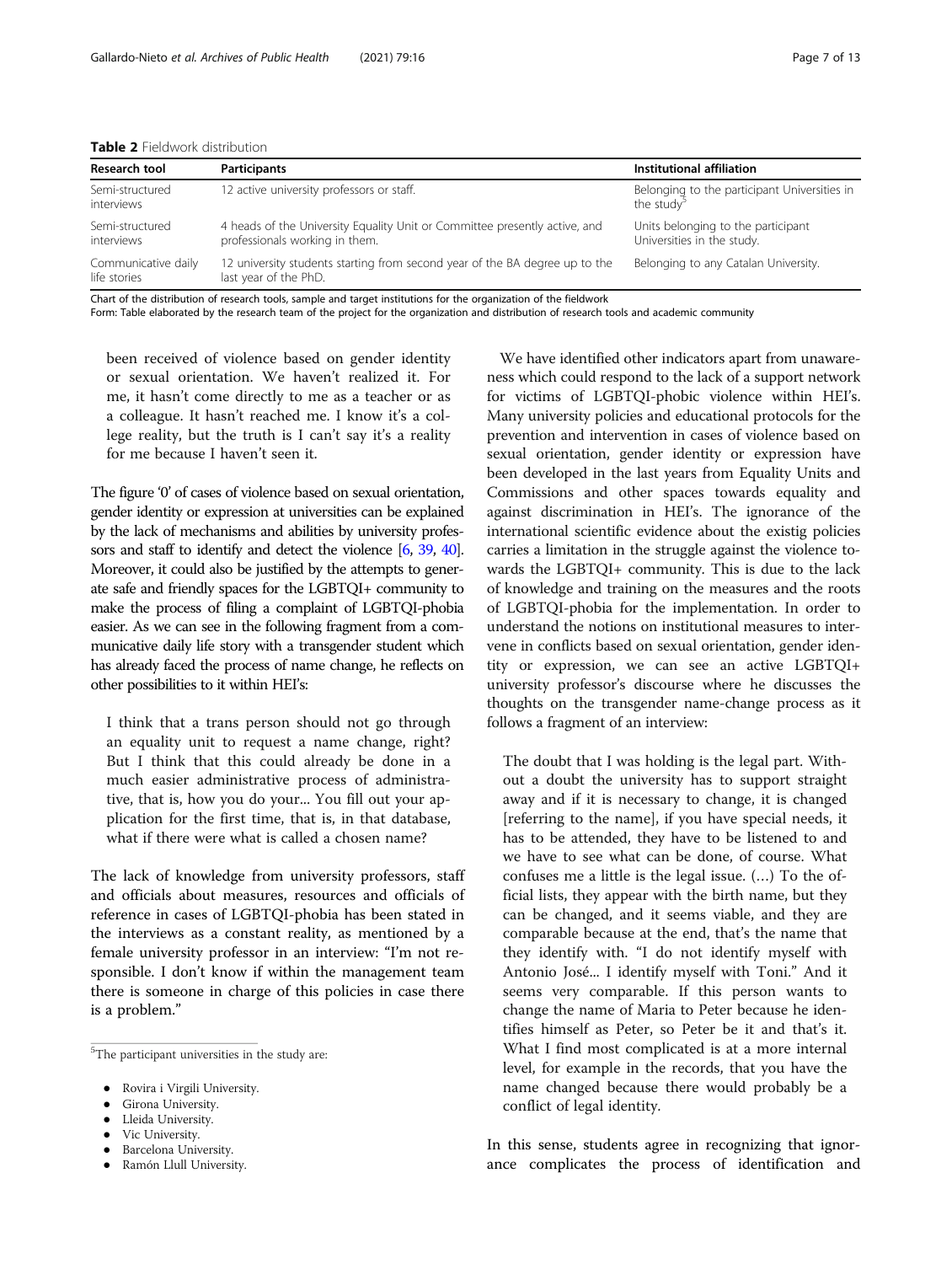**Table 2** Fieldwork distribution

| Research tool | Participants | Institutional affiliation |
|---|---|---|
| Semi-structured interviews | 12 active university professors or staff. | Belonging to the participant Universities in the study[5] |
| Semi-structured interviews | 4 heads of the University Equality Unit or Committee presently active, and professionals working in them. | Units belonging to the participant Universities in the study. |
| Communicative daily life stories | 12 university students starting from second year of the BA degree up to the last year of the PhD. | Belonging to any Catalan University. |

Chart of the distribution of research tools, sample and target institutions for the organization of the fieldwork
Form: Table elaborated by the research team of the project for the organization and distribution of research tools and academic community

> been received of violence based on gender identity or sexual orientation. We haven't realized it. For me, it hasn't come directly to me as a teacher or as a colleague. It hasn't reached me. I know it's a college reality, but the truth is I can't say it's a reality for me because I haven't seen it.

The figure '0' of cases of violence based on sexual orientation, gender identity or expression at universities can be explained by the lack of mechanisms and abilities by university professors and staff to identify and detect the violence [6, 39, 40]. Moreover, it could also be justified by the attempts to generate safe and friendly spaces for the LGBTQI+ community to make the process of filing a complaint of LGBTQI-phobia easier. As we can see in the following fragment from a communicative daily life story with a transgender student which has already faced the process of name change, he reflects on other possibilities to it within HEI's:

> I think that a trans person should not go through an equality unit to request a name change, right? But I think that this could already be done in a much easier administrative process of administrative, that is, how you do your... You fill out your application for the first time, that is, in that database, what if there were what is called a chosen name?

The lack of knowledge from university professors, staff and officials about measures, resources and officials of reference in cases of LGBTQI-phobia has been stated in the interviews as a constant reality, as mentioned by a female university professor in an interview: "I'm not responsible. I don't know if within the management team there is someone in charge of this policies in case there is a problem."

We have identified other indicators apart from unawareness which could respond to the lack of a support network for victims of LGBTQI-phobic violence within HEI's. Many university policies and educational protocols for the prevention and intervention in cases of violence based on sexual orientation, gender identity or expression have been developed in the last years from Equality Units and Commissions and other spaces towards equality and against discrimination in HEI's. The ignorance of the international scientific evidence about the existig policies carries a limitation in the struggle against the violence towards the LGBTQI+ community. This is due to the lack of knowledge and training on the measures and the roots of LGBTQI-phobia for the implementation. In order to understand the notions on institutional measures to intervene in conflicts based on sexual orientation, gender identity or expression, we can see an active LGBTQI+ university professor's discourse where he discusses the thoughts on the transgender name-change process as it follows a fragment of an interview:

> The doubt that I was holding is the legal part. Without a doubt the university has to support straight away and if it is necessary to change, it is changed [referring to the name], if you have special needs, it has to be attended, they have to be listened to and we have to see what can be done, of course. What confuses me a little is the legal issue. (…) To the official lists, they appear with the birth name, but they can be changed, and it seems viable, and they are comparable because at the end, that's the name that they identify with. "I do not identify myself with Antonio José... I identify myself with Toni." And it seems very comparable. If this person wants to change the name of Maria to Peter because he identifies himself as Peter, so Peter be it and that's it. What I find most complicated is at a more internal level, for example in the records, that you have the name changed because there would probably be a conflict of legal identity.

In this sense, students agree in recognizing that ignorance complicates the process of identification and

---

[5] The participant universities in the study are:

- Rovira i Virgili University.
- Girona University.
- Lleida University.
- Vic University.
- Barcelona University.
- Ramón Llull University.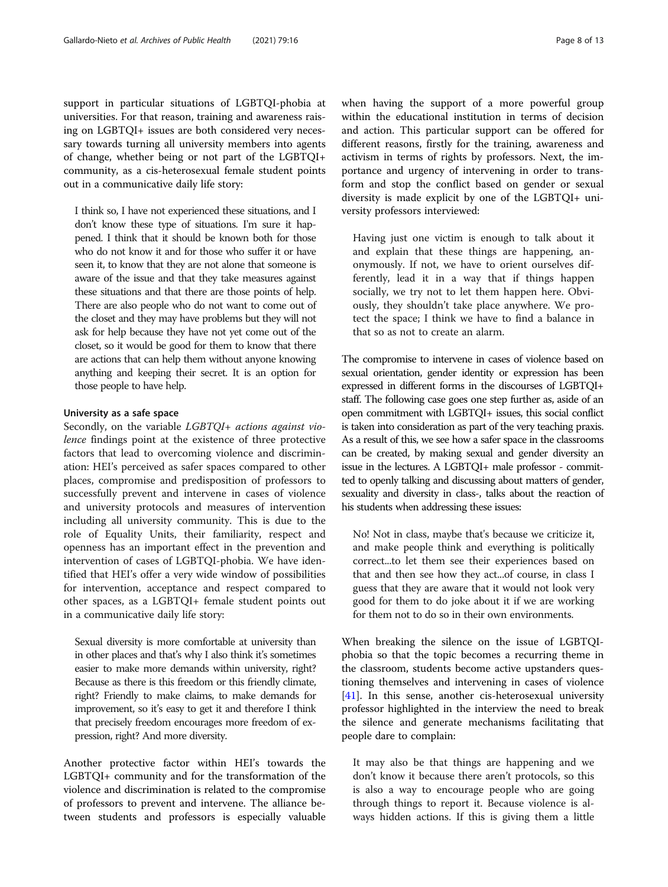support in particular situations of LGBTQI-phobia at universities. For that reason, training and awareness raising on LGBTQI+ issues are both considered very necessary towards turning all university members into agents of change, whether being or not part of the LGBTQI+ community, as a cis-heterosexual female student points out in a communicative daily life story:

> I think so, I have not experienced these situations, and I don't know these type of situations. I'm sure it happened. I think that it should be known both for those who do not know it and for those who suffer it or have seen it, to know that they are not alone that someone is aware of the issue and that they take measures against these situations and that there are those points of help. There are also people who do not want to come out of the closet and they may have problems but they will not ask for help because they have not yet come out of the closet, so it would be good for them to know that there are actions that can help them without anyone knowing anything and keeping their secret. It is an option for those people to have help.

#### University as a safe space

Secondly, on the variable *LGBTQI+ actions against violence* findings point at the existence of three protective factors that lead to overcoming violence and discrimination: HEI's perceived as safer spaces compared to other places, compromise and predisposition of professors to successfully prevent and intervene in cases of violence and university protocols and measures of intervention including all university community. This is due to the role of Equality Units, their familiarity, respect and openness has an important effect in the prevention and intervention of cases of LGBTQI-phobia. We have identified that HEI's offer a very wide window of possibilities for intervention, acceptance and respect compared to other spaces, as a LGBTQI+ female student points out in a communicative daily life story:

> Sexual diversity is more comfortable at university than in other places and that's why I also think it's sometimes easier to make more demands within university, right? Because as there is this freedom or this friendly climate, right? Friendly to make claims, to make demands for improvement, so it's easy to get it and therefore I think that precisely freedom encourages more freedom of expression, right? And more diversity.

Another protective factor within HEI's towards the LGBTQI+ community and for the transformation of the violence and discrimination is related to the compromise of professors to prevent and intervene. The alliance between students and professors is especially valuable when having the support of a more powerful group within the educational institution in terms of decision and action. This particular support can be offered for different reasons, firstly for the training, awareness and activism in terms of rights by professors. Next, the importance and urgency of intervening in order to transform and stop the conflict based on gender or sexual diversity is made explicit by one of the LGBTQI+ university professors interviewed:

> Having just one victim is enough to talk about it and explain that these things are happening, anonymously. If not, we have to orient ourselves differently, lead it in a way that if things happen socially, we try not to let them happen here. Obviously, they shouldn't take place anywhere. We protect the space; I think we have to find a balance in that so as not to create an alarm.

The compromise to intervene in cases of violence based on sexual orientation, gender identity or expression has been expressed in different forms in the discourses of LGBTQI+ staff. The following case goes one step further as, aside of an open commitment with LGBTQI+ issues, this social conflict is taken into consideration as part of the very teaching praxis. As a result of this, we see how a safer space in the classrooms can be created, by making sexual and gender diversity an issue in the lectures. A LGBTQI+ male professor - committed to openly talking and discussing about matters of gender, sexuality and diversity in class-, talks about the reaction of his students when addressing these issues:

> No! Not in class, maybe that's because we criticize it, and make people think and everything is politically correct...to let them see their experiences based on that and then see how they act...of course, in class I guess that they are aware that it would not look very good for them to do joke about it if we are working for them not to do so in their own environments.

When breaking the silence on the issue of LGBTQI-phobia so that the topic becomes a recurring theme in the classroom, students become active upstanders questioning themselves and intervening in cases of violence [41]. In this sense, another cis-heterosexual university professor highlighted in the interview the need to break the silence and generate mechanisms facilitating that people dare to complain:

> It may also be that things are happening and we don't know it because there aren't protocols, so this is also a way to encourage people who are going through things to report it. Because violence is always hidden actions. If this is giving them a little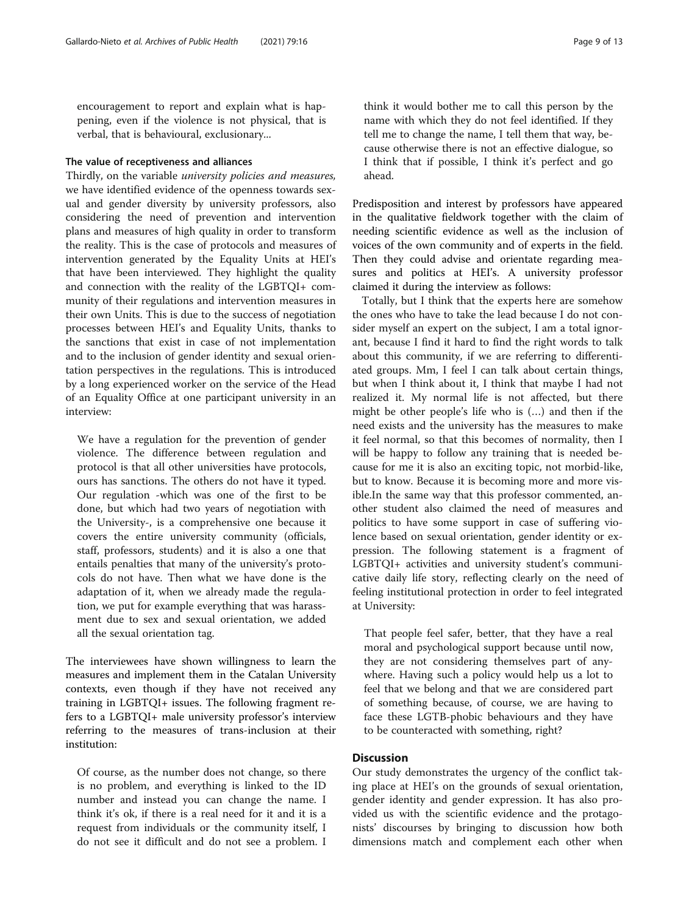encouragement to report and explain what is happening, even if the violence is not physical, that is verbal, that is behavioural, exclusionary...

### The value of receptiveness and alliances

Thirdly, on the variable *university policies and measures*, we have identified evidence of the openness towards sexual and gender diversity by university professors, also considering the need of prevention and intervention plans and measures of high quality in order to transform the reality. This is the case of protocols and measures of intervention generated by the Equality Units at HEI's that have been interviewed. They highlight the quality and connection with the reality of the LGBTQI+ community of their regulations and intervention measures in their own Units. This is due to the success of negotiation processes between HEI's and Equality Units, thanks to the sanctions that exist in case of not implementation and to the inclusion of gender identity and sexual orientation perspectives in the regulations. This is introduced by a long experienced worker on the service of the Head of an Equality Office at one participant university in an interview:

> We have a regulation for the prevention of gender violence. The difference between regulation and protocol is that all other universities have protocols, ours has sanctions. The others do not have it typed. Our regulation -which was one of the first to be done, but which had two years of negotiation with the University-, is a comprehensive one because it covers the entire university community (officials, staff, professors, students) and it is also a one that entails penalties that many of the university's protocols do not have. Then what we have done is the adaptation of it, when we already made the regulation, we put for example everything that was harassment due to sex and sexual orientation, we added all the sexual orientation tag.

The interviewees have shown willingness to learn the measures and implement them in the Catalan University contexts, even though if they have not received any training in LGBTQI+ issues. The following fragment refers to a LGBTQI+ male university professor's interview referring to the measures of trans-inclusion at their institution:

> Of course, as the number does not change, so there is no problem, and everything is linked to the ID number and instead you can change the name. I think it's ok, if there is a real need for it and it is a request from individuals or the community itself, I do not see it difficult and do not see a problem. I think it would bother me to call this person by the name with which they do not feel identified. If they tell me to change the name, I tell them that way, because otherwise there is not an effective dialogue, so I think that if possible, I think it's perfect and go ahead.

Predisposition and interest by professors have appeared in the qualitative fieldwork together with the claim of needing scientific evidence as well as the inclusion of voices of the own community and of experts in the field. Then they could advise and orientate regarding measures and politics at HEI's. A university professor claimed it during the interview as follows:

Totally, but I think that the experts here are somehow the ones who have to take the lead because I do not consider myself an expert on the subject, I am a total ignorant, because I find it hard to find the right words to talk about this community, if we are referring to differentiated groups. Mm, I feel I can talk about certain things, but when I think about it, I think that maybe I had not realized it. My normal life is not affected, but there might be other people's life who is (…) and then if the need exists and the university has the measures to make it feel normal, so that this becomes of normality, then I will be happy to follow any training that is needed because for me it is also an exciting topic, not morbid-like, but to know. Because it is becoming more and more visible.In the same way that this professor commented, another student also claimed the need of measures and politics to have some support in case of suffering violence based on sexual orientation, gender identity or expression. The following statement is a fragment of LGBTQI+ activities and university student's communicative daily life story, reflecting clearly on the need of feeling institutional protection in order to feel integrated at University:

> That people feel safer, better, that they have a real moral and psychological support because until now, they are not considering themselves part of anywhere. Having such a policy would help us a lot to feel that we belong and that we are considered part of something because, of course, we are having to face these LGTB-phobic behaviours and they have to be counteracted with something, right?

## Discussion

Our study demonstrates the urgency of the conflict taking place at HEI's on the grounds of sexual orientation, gender identity and gender expression. It has also provided us with the scientific evidence and the protagonists' discourses by bringing to discussion how both dimensions match and complement each other when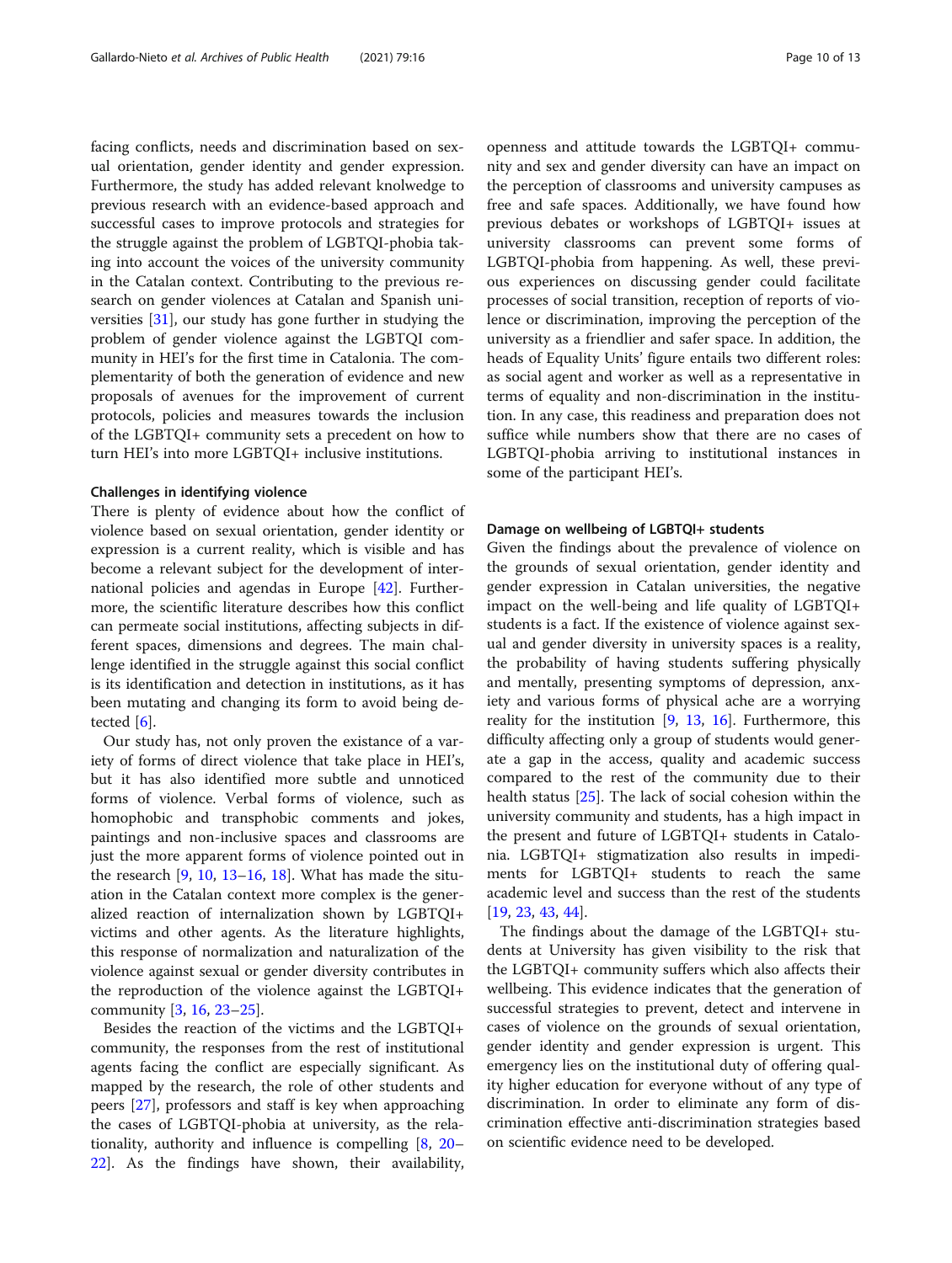facing conflicts, needs and discrimination based on sexual orientation, gender identity and gender expression. Furthermore, the study has added relevant knolwedge to previous research with an evidence-based approach and successful cases to improve protocols and strategies for the struggle against the problem of LGBTQI-phobia taking into account the voices of the university community in the Catalan context. Contributing to the previous research on gender violences at Catalan and Spanish universities [31], our study has gone further in studying the problem of gender violence against the LGBTQI community in HEI's for the first time in Catalonia. The complementarity of both the generation of evidence and new proposals of avenues for the improvement of current protocols, policies and measures towards the inclusion of the LGBTQI+ community sets a precedent on how to turn HEI's into more LGBTQI+ inclusive institutions.

#### Challenges in identifying violence

There is plenty of evidence about how the conflict of violence based on sexual orientation, gender identity or expression is a current reality, which is visible and has become a relevant subject for the development of international policies and agendas in Europe [42]. Furthermore, the scientific literature describes how this conflict can permeate social institutions, affecting subjects in different spaces, dimensions and degrees. The main challenge identified in the struggle against this social conflict is its identification and detection in institutions, as it has been mutating and changing its form to avoid being detected [6].

Our study has, not only proven the existance of a variety of forms of direct violence that take place in HEI's, but it has also identified more subtle and unnoticed forms of violence. Verbal forms of violence, such as homophobic and transphobic comments and jokes, paintings and non-inclusive spaces and classrooms are just the more apparent forms of violence pointed out in the research [9, 10, 13–16, 18]. What has made the situation in the Catalan context more complex is the generalized reaction of internalization shown by LGBTQI+ victims and other agents. As the literature highlights, this response of normalization and naturalization of the violence against sexual or gender diversity contributes in the reproduction of the violence against the LGBTQI+ community [3, 16, 23–25].

Besides the reaction of the victims and the LGBTQI+ community, the responses from the rest of institutional agents facing the conflict are especially significant. As mapped by the research, the role of other students and peers [27], professors and staff is key when approaching the cases of LGBTQI-phobia at university, as the relationality, authority and influence is compelling [8, 20–22]. As the findings have shown, their availability, openness and attitude towards the LGBTQI+ community and sex and gender diversity can have an impact on the perception of classrooms and university campuses as free and safe spaces. Additionally, we have found how previous debates or workshops of LGBTQI+ issues at university classrooms can prevent some forms of LGBTQI-phobia from happening. As well, these previous experiences on discussing gender could facilitate processes of social transition, reception of reports of violence or discrimination, improving the perception of the university as a friendlier and safer space. In addition, the heads of Equality Units' figure entails two different roles: as social agent and worker as well as a representative in terms of equality and non-discrimination in the institution. In any case, this readiness and preparation does not suffice while numbers show that there are no cases of LGBTQI-phobia arriving to institutional instances in some of the participant HEI's.

#### Damage on wellbeing of LGBTQI+ students

Given the findings about the prevalence of violence on the grounds of sexual orientation, gender identity and gender expression in Catalan universities, the negative impact on the well-being and life quality of LGBTQI+ students is a fact. If the existence of violence against sexual and gender diversity in university spaces is a reality, the probability of having students suffering physically and mentally, presenting symptoms of depression, anxiety and various forms of physical ache are a worrying reality for the institution [9, 13, 16]. Furthermore, this difficulty affecting only a group of students would generate a gap in the access, quality and academic success compared to the rest of the community due to their health status [25]. The lack of social cohesion within the university community and students, has a high impact in the present and future of LGBTQI+ students in Catalonia. LGBTQI+ stigmatization also results in impediments for LGBTQI+ students to reach the same academic level and success than the rest of the students [19, 23, 43, 44].

The findings about the damage of the LGBTQI+ students at University has given visibility to the risk that the LGBTQI+ community suffers which also affects their wellbeing. This evidence indicates that the generation of successful strategies to prevent, detect and intervene in cases of violence on the grounds of sexual orientation, gender identity and gender expression is urgent. This emergency lies on the institutional duty of offering quality higher education for everyone without of any type of discrimination. In order to eliminate any form of discrimination effective anti-discrimination strategies based on scientific evidence need to be developed.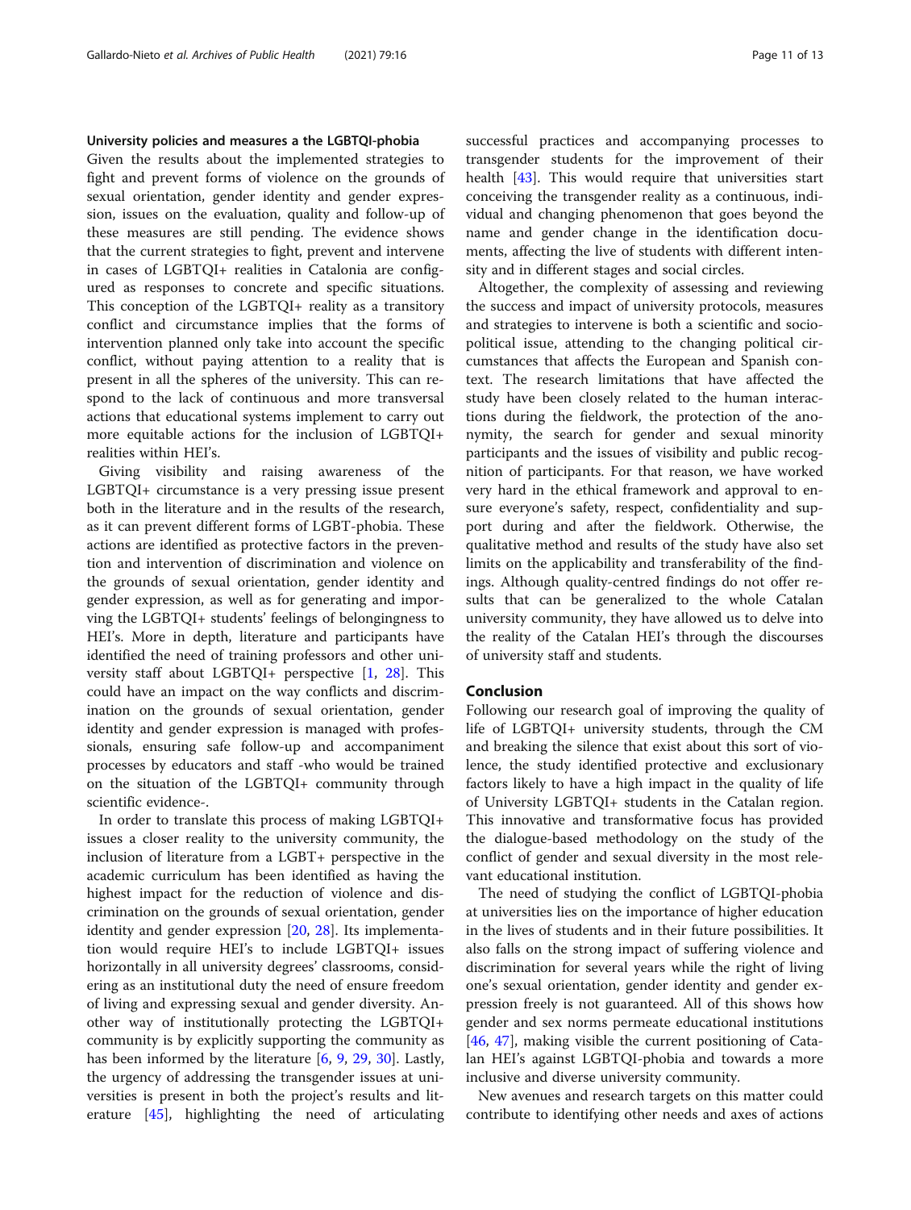#### University policies and measures a the LGBTQI-phobia

Given the results about the implemented strategies to fight and prevent forms of violence on the grounds of sexual orientation, gender identity and gender expression, issues on the evaluation, quality and follow-up of these measures are still pending. The evidence shows that the current strategies to fight, prevent and intervene in cases of LGBTQI+ realities in Catalonia are configured as responses to concrete and specific situations. This conception of the LGBTQI+ reality as a transitory conflict and circumstance implies that the forms of intervention planned only take into account the specific conflict, without paying attention to a reality that is present in all the spheres of the university. This can respond to the lack of continuous and more transversal actions that educational systems implement to carry out more equitable actions for the inclusion of LGBTQI+ realities within HEI's.

Giving visibility and raising awareness of the LGBTQI+ circumstance is a very pressing issue present both in the literature and in the results of the research, as it can prevent different forms of LGBT-phobia. These actions are identified as protective factors in the prevention and intervention of discrimination and violence on the grounds of sexual orientation, gender identity and gender expression, as well as for generating and imporving the LGBTQI+ students' feelings of belongingness to HEI's. More in depth, literature and participants have identified the need of training professors and other university staff about LGBTQI+ perspective [1, 28]. This could have an impact on the way conflicts and discrimination on the grounds of sexual orientation, gender identity and gender expression is managed with professionals, ensuring safe follow-up and accompaniment processes by educators and staff -who would be trained on the situation of the LGBTQI+ community through scientific evidence-.

In order to translate this process of making LGBTQI+ issues a closer reality to the university community, the inclusion of literature from a LGBT+ perspective in the academic curriculum has been identified as having the highest impact for the reduction of violence and discrimination on the grounds of sexual orientation, gender identity and gender expression [20, 28]. Its implementation would require HEI's to include LGBTQI+ issues horizontally in all university degrees' classrooms, considering as an institutional duty the need of ensure freedom of living and expressing sexual and gender diversity. Another way of institutionally protecting the LGBTQI+ community is by explicitly supporting the community as has been informed by the literature [6, 9, 29, 30]. Lastly, the urgency of addressing the transgender issues at universities is present in both the project's results and literature [45], highlighting the need of articulating successful practices and accompanying processes to transgender students for the improvement of their health [43]. This would require that universities start conceiving the transgender reality as a continuous, individual and changing phenomenon that goes beyond the name and gender change in the identification documents, affecting the live of students with different intensity and in different stages and social circles.

Altogether, the complexity of assessing and reviewing the success and impact of university protocols, measures and strategies to intervene is both a scientific and socio-political issue, attending to the changing political circumstances that affects the European and Spanish context. The research limitations that have affected the study have been closely related to the human interactions during the fieldwork, the protection of the anonymity, the search for gender and sexual minority participants and the issues of visibility and public recognition of participants. For that reason, we have worked very hard in the ethical framework and approval to ensure everyone's safety, respect, confidentiality and support during and after the fieldwork. Otherwise, the qualitative method and results of the study have also set limits on the applicability and transferability of the findings. Although quality-centred findings do not offer results that can be generalized to the whole Catalan university community, they have allowed us to delve into the reality of the Catalan HEI's through the discourses of university staff and students.

## Conclusion

Following our research goal of improving the quality of life of LGBTQI+ university students, through the CM and breaking the silence that exist about this sort of violence, the study identified protective and exclusionary factors likely to have a high impact in the quality of life of University LGBTQI+ students in the Catalan region. This innovative and transformative focus has provided the dialogue-based methodology on the study of the conflict of gender and sexual diversity in the most relevant educational institution.

The need of studying the conflict of LGBTQI-phobia at universities lies on the importance of higher education in the lives of students and in their future possibilities. It also falls on the strong impact of suffering violence and discrimination for several years while the right of living one's sexual orientation, gender identity and gender expression freely is not guaranteed. All of this shows how gender and sex norms permeate educational institutions [46, 47], making visible the current positioning of Catalan HEI's against LGBTQI-phobia and towards a more inclusive and diverse university community.

New avenues and research targets on this matter could contribute to identifying other needs and axes of actions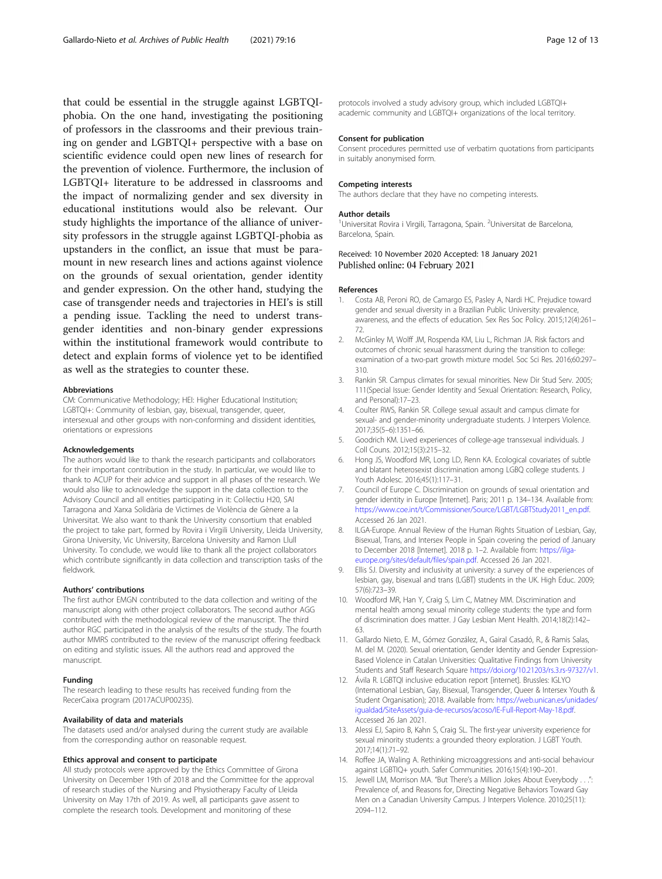that could be essential in the struggle against LGBTQI-phobia. On the one hand, investigating the positioning of professors in the classrooms and their previous training on gender and LGBTQI+ perspective with a base on scientific evidence could open new lines of research for the prevention of violence. Furthermore, the inclusion of LGBTQI+ literature to be addressed in classrooms and the impact of normalizing gender and sex diversity in educational institutions would also be relevant. Our study highlights the importance of the alliance of university professors in the struggle against LGBTQI-phobia as upstanders in the conflict, an issue that must be paramount in new research lines and actions against violence on the grounds of sexual orientation, gender identity and gender expression. On the other hand, studying the case of transgender needs and trajectories in HEI's is still a pending issue. Tackling the need to underst transgender identities and non-binary gender expressions within the institutional framework would contribute to detect and explain forms of violence yet to be identified as well as the strategies to counter these.

#### Abbreviations

CM: Communicative Methodology; HEI: Higher Educational Institution; LGBTQI+: Community of lesbian, gay, bisexual, transgender, queer, intersexual and other groups with non-conforming and dissident identities, orientations or expressions

#### Acknowledgements

The authors would like to thank the research participants and collaborators for their important contribution in the study. In particular, we would like to thank to ACUP for their advice and support in all phases of the research. We would also like to acknowledge the support in the data collection to the Advisory Council and all entities participating in it: Col·lectiu H20, SAI Tarragona and Xarxa Solidària de Víctimes de Violència de Gènere a la Universitat. We also want to thank the University consortium that enabled the project to take part, formed by Rovira i Virgili University, Lleida University, Girona University, Vic University, Barcelona University and Ramon Llull University. To conclude, we would like to thank all the project collaborators which contribute significantly in data collection and transcription tasks of the fieldwork.

#### Authors' contributions

The first author EMGN contributed to the data collection and writing of the manuscript along with other project collaborators. The second author AGG contributed with the methodological review of the manuscript. The third author RGC participated in the analysis of the results of the study. The fourth author MMRS contributed to the review of the manuscript offering feedback on editing and stylistic issues. All the authors read and approved the manuscript.

#### Funding

The research leading to these results has received funding from the RecerCaixa program (2017ACUP00235).

#### Availability of data and materials

The datasets used and/or analysed during the current study are available from the corresponding author on reasonable request.

#### Ethics approval and consent to participate

All study protocols were approved by the Ethics Committee of Girona University on December 19th of 2018 and the Committee for the approval of research studies of the Nursing and Physiotherapy Faculty of Lleida University on May 17th of 2019. As well, all participants gave assent to complete the research tools. Development and monitoring of these protocols involved a study advisory group, which included LGBTQI+ academic community and LGBTQI+ organizations of the local territory.

#### Consent for publication

Consent procedures permitted use of verbatim quotations from participants in suitably anonymised form.

#### Competing interests

The authors declare that they have no competing interests.

#### Author details

[1]Universitat Rovira i Virgili, Tarragona, Spain. [2]Universitat de Barcelona, Barcelona, Spain.

Received: 10 November 2020 Accepted: 18 January 2021
Published online: 04 February 2021

#### References

1. Costa AB, Peroni RO, de Camargo ES, Pasley A, Nardi HC. Prejudice toward gender and sexual diversity in a Brazilian Public University: prevalence, awareness, and the effects of education. Sex Res Soc Policy. 2015;12(4):261–72.
2. McGinley M, Wolff JM, Rospenda KM, Liu L, Richman JA. Risk factors and outcomes of chronic sexual harassment during the transition to college: examination of a two-part growth mixture model. Soc Sci Res. 2016;60:297–310.
3. Rankin SR. Campus climates for sexual minorities. New Dir Stud Serv. 2005; 111(Special Issue: Gender Identity and Sexual Orientation: Research, Policy, and Personal):17–23.
4. Coulter RWS, Rankin SR. College sexual assault and campus climate for sexual- and gender-minority undergraduate students. J Interpers Violence. 2017;35(5–6):1351–66.
5. Goodrich KM. Lived experiences of college-age transsexual individuals. J Coll Couns. 2012;15(3):215–32.
6. Hong JS, Woodford MR, Long LD, Renn KA. Ecological covariates of subtle and blatant heterosexist discrimination among LGBQ college students. J Youth Adolesc. 2016;45(1):117–31.
7. Council of Europe C. Discrimination on grounds of sexual orientation and gender identity in Europe [Internet]. Paris; 2011 p. 134–134. Available from: https://www.coe.int/t/Commissioner/Source/LGBT/LGBTStudy2011_en.pdf. Accessed 26 Jan 2021.
8. ILGA-Europe. Annual Review of the Human Rights Situation of Lesbian, Gay, Bisexual, Trans, and Intersex People in Spain covering the period of January to December 2018 [Internet]. 2018 p. 1–2. Available from: https://ilga-europe.org/sites/default/files/spain.pdf. Accessed 26 Jan 2021.
9. Ellis SJ. Diversity and inclusivity at university: a survey of the experiences of lesbian, gay, bisexual and trans (LGBT) students in the UK. High Educ. 2009; 57(6):723–39.
10. Woodford MR, Han Y, Craig S, Lim C, Matney MM. Discrimination and mental health among sexual minority college students: the type and form of discrimination does matter. J Gay Lesbian Ment Health. 2014;18(2):142–63.
11. Gallardo Nieto, E. M., Gómez González, A., Gairal Casadó, R., & Ramis Salas, M. del M. (2020). Sexual orientation, Gender Identity and Gender Expression-Based Violence in Catalan Universities: Qualitative Findings from University Students and Staff Research Square https://doi.org/10.21203/rs.3.rs-97327/v1.
12. Ávila R. LGBTQI inclusive education report [internet]. Brussles: IGLYO (International Lesbian, Gay, Bisexual, Transgender, Queer & Intersex Youth & Student Organisation); 2018. Available from: https://web.unican.es/unidades/igualdad/SiteAssets/guia-de-recursos/acoso/IE-Full-Report-May-18.pdf. Accessed 26 Jan 2021.
13. Alessi EJ, Sapiro B, Kahn S, Craig SL. The first-year university experience for sexual minority students: a grounded theory exploration. J LGBT Youth. 2017;14(1):71–92.
14. Roffee JA, Waling A. Rethinking microaggressions and anti-social behaviour against LGBTIQ+ youth. Safer Communities. 2016;15(4):190–201.
15. Jewell LM, Morrison MA. "But There's a Million Jokes About Everybody . . .": Prevalence of, and Reasons for, Directing Negative Behaviors Toward Gay Men on a Canadian University Campus. J Interpers Violence. 2010;25(11): 2094–112.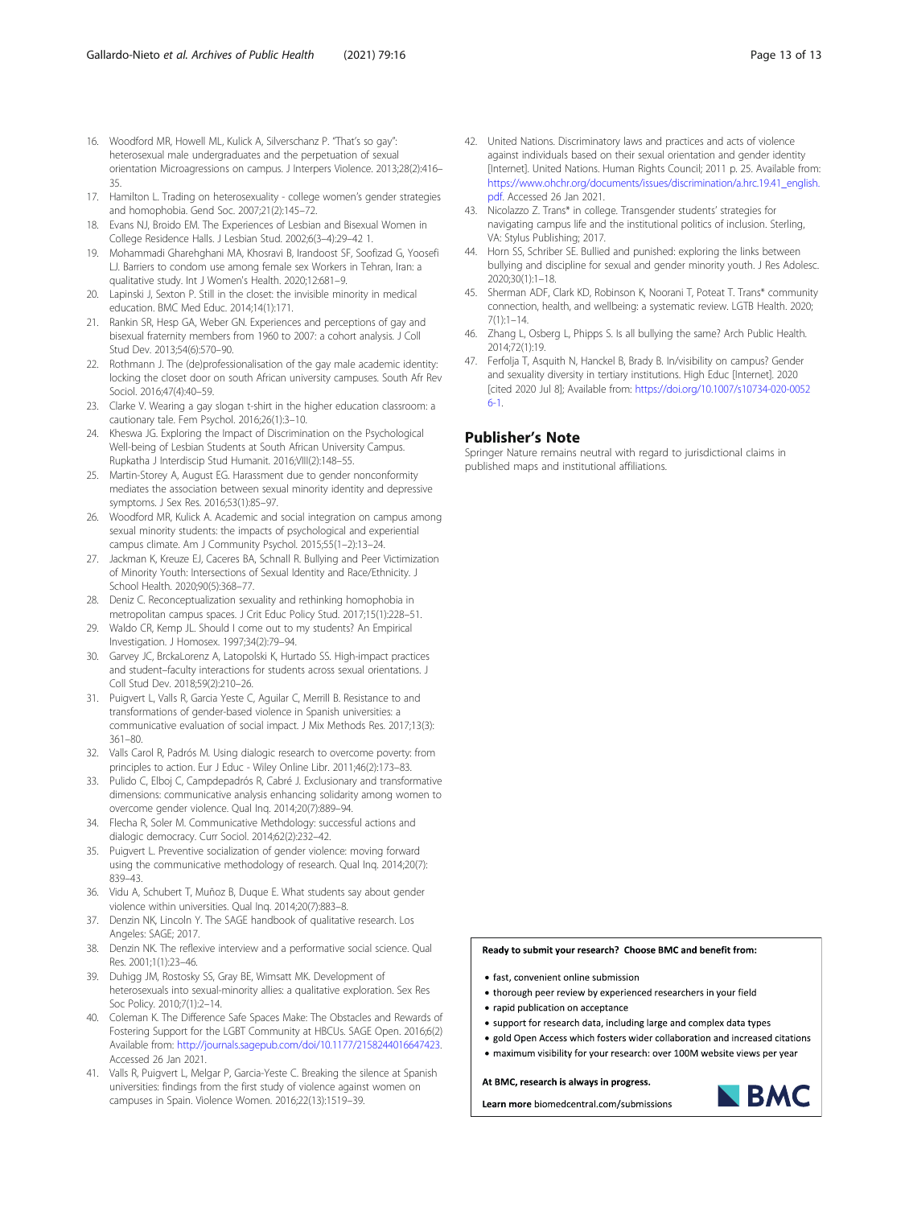16. Woodford MR, Howell ML, Kulick A, Silverschanz P. "That's so gay": heterosexual male undergraduates and the perpetuation of sexual orientation Microaggressions on campus. J Interpers Violence. 2013;28(2):416–35.
17. Hamilton L. Trading on heterosexuality - college women's gender strategies and homophobia. Gend Soc. 2007;21(2):145–72.
18. Evans NJ, Broido EM. The Experiences of Lesbian and Bisexual Women in College Residence Halls. J Lesbian Stud. 2002;6(3–4):29–42 1.
19. Mohammadi Gharehghani MA, Khosravi B, Irandoost SF, Soofizad G, Yoosefi LJ. Barriers to condom use among female sex Workers in Tehran, Iran: a qualitative study. Int J Women's Health. 2020;12:681–9.
20. Lapinski J, Sexton P. Still in the closet: the invisible minority in medical education. BMC Med Educ. 2014;14(1):171.
21. Rankin SR, Hesp GA, Weber GN. Experiences and perceptions of gay and bisexual fraternity members from 1960 to 2007: a cohort analysis. J Coll Stud Dev. 2013;54(6):570–90.
22. Rothmann J. The (de)professionalisation of the gay male academic identity: locking the closet door on south African university campuses. South Afr Rev Sociol. 2016;47(4):40–59.
23. Clarke V. Wearing a gay slogan t-shirt in the higher education classroom: a cautionary tale. Fem Psychol. 2016;26(1):3–10.
24. Kheswa JG. Exploring the Impact of Discrimination on the Psychological Well-being of Lesbian Students at South African University Campus. Rupkatha J Interdiscip Stud Humanit. 2016;VIII(2):148–55.
25. Martin-Storey A, August EG. Harassment due to gender nonconformity mediates the association between sexual minority identity and depressive symptoms. J Sex Res. 2016;53(1):85–97.
26. Woodford MR, Kulick A. Academic and social integration on campus among sexual minority students: the impacts of psychological and experiential campus climate. Am J Community Psychol. 2015;55(1–2):13–24.
27. Jackman K, Kreuze EJ, Caceres BA, Schnall R. Bullying and Peer Victimization of Minority Youth: Intersections of Sexual Identity and Race/Ethnicity. J School Health. 2020;90(5):368–77.
28. Deniz C. Reconceptualization sexuality and rethinking homophobia in metropolitan campus spaces. J Crit Educ Policy Stud. 2017;15(1):228–51.
29. Waldo CR, Kemp JL. Should I come out to my students? An Empirical Investigation. J Homosex. 1997;34(2):79–94.
30. Garvey JC, BrckaLorenz A, Latopolski K, Hurtado SS. High-impact practices and student–faculty interactions for students across sexual orientations. J Coll Stud Dev. 2018;59(2):210–26.
31. Puigvert L, Valls R, Garcia Yeste C, Aguilar C, Merrill B. Resistance to and transformations of gender-based violence in Spanish universities: a communicative evaluation of social impact. J Mix Methods Res. 2017;13(3):361–80.
32. Valls Carol R, Padrós M. Using dialogic research to overcome poverty: from principles to action. Eur J Educ - Wiley Online Libr. 2011;46(2):173–83.
33. Pulido C, Elboj C, Campdepadrós R, Cabré J. Exclusionary and transformative dimensions: communicative analysis enhancing solidarity among women to overcome gender violence. Qual Inq. 2014;20(7):889–94.
34. Flecha R, Soler M. Communicative Methdology: successful actions and dialogic democracy. Curr Sociol. 2014;62(2):232–42.
35. Puigvert L. Preventive socialization of gender violence: moving forward using the communicative methodology of research. Qual Inq. 2014;20(7):839–43.
36. Vidu A, Schubert T, Muñoz B, Duque E. What students say about gender violence within universities. Qual Inq. 2014;20(7):883–8.
37. Denzin NK, Lincoln Y. The SAGE handbook of qualitative research. Los Angeles: SAGE; 2017.
38. Denzin NK. The reflexive interview and a performative social science. Qual Res. 2001;1(1):23–46.
39. Duhigg JM, Rostosky SS, Gray BE, Wimsatt MK. Development of heterosexuals into sexual-minority allies: a qualitative exploration. Sex Res Soc Policy. 2010;7(1):2–14.
40. Coleman K. The Difference Safe Spaces Make: The Obstacles and Rewards of Fostering Support for the LGBT Community at HBCUs. SAGE Open. 2016;6(2) Available from: http://journals.sagepub.com/doi/10.1177/2158244016647423. Accessed 26 Jan 2021.
41. Valls R, Puigvert L, Melgar P, Garcia-Yeste C. Breaking the silence at Spanish universities: findings from the first study of violence against women on campuses in Spain. Violence Women. 2016;22(13):1519–39.
42. United Nations. Discriminatory laws and practices and acts of violence against individuals based on their sexual orientation and gender identity [Internet]. United Nations. Human Rights Council; 2011 p. 25. Available from: https://www.ohchr.org/documents/issues/discrimination/a.hrc.19.41_english.pdf. Accessed 26 Jan 2021.
43. Nicolazzo Z. Trans* in college. Transgender students' strategies for navigating campus life and the institutional politics of inclusion. Sterling, VA: Stylus Publishing; 2017.
44. Horn SS, Schriber SE. Bullied and punished: exploring the links between bullying and discipline for sexual and gender minority youth. J Res Adolesc. 2020;30(1):1–18.
45. Sherman ADF, Clark KD, Robinson K, Noorani T, Poteat T. Trans* community connection, health, and wellbeing: a systematic review. LGTB Health. 2020;7(1):1–14.
46. Zhang L, Osberg L, Phipps S. Is all bullying the same? Arch Public Health. 2014;72(1):19.
47. Ferfolja T, Asquith N, Hanckel B, Brady B. In/visibility on campus? Gender and sexuality diversity in tertiary institutions. High Educ [Internet]. 2020 [cited 2020 Jul 8]; Available from: https://doi.org/10.1007/s10734-020-00526-1.

## Publisher's Note

Springer Nature remains neutral with regard to jurisdictional claims in published maps and institutional affiliations.

**Ready to submit your research? Choose BMC and benefit from:**

- fast, convenient online submission
- thorough peer review by experienced researchers in your field
- rapid publication on acceptance
- support for research data, including large and complex data types
- gold Open Access which fosters wider collaboration and increased citations
- maximum visibility for your research: over 100M website views per year

**At BMC, research is always in progress.**

**Learn more** biomedcentral.com/submissions